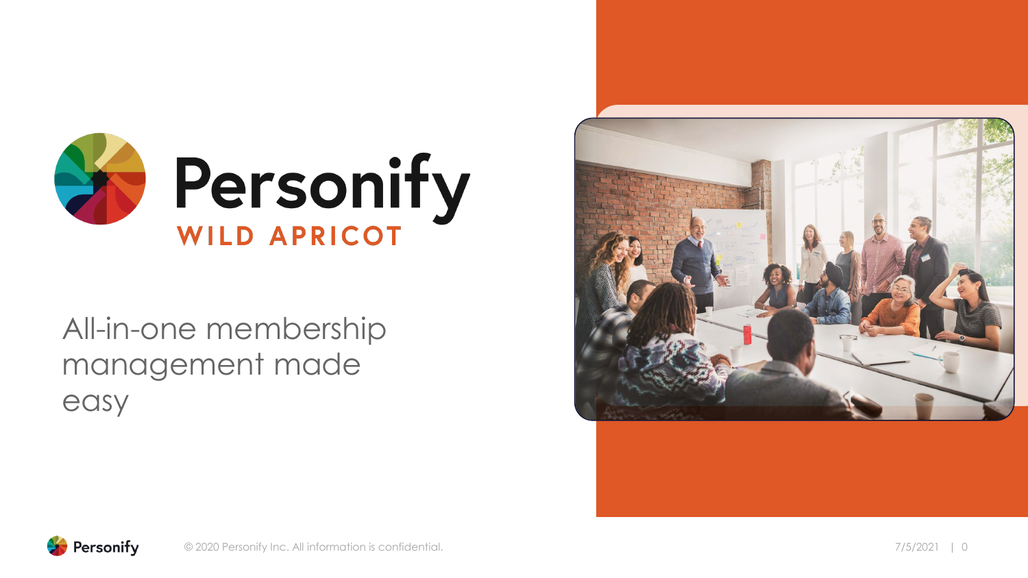# Personify

## WILD APRICOT

All-in-one membership management made easy

© 2020 Personify Inc. All information is confidential.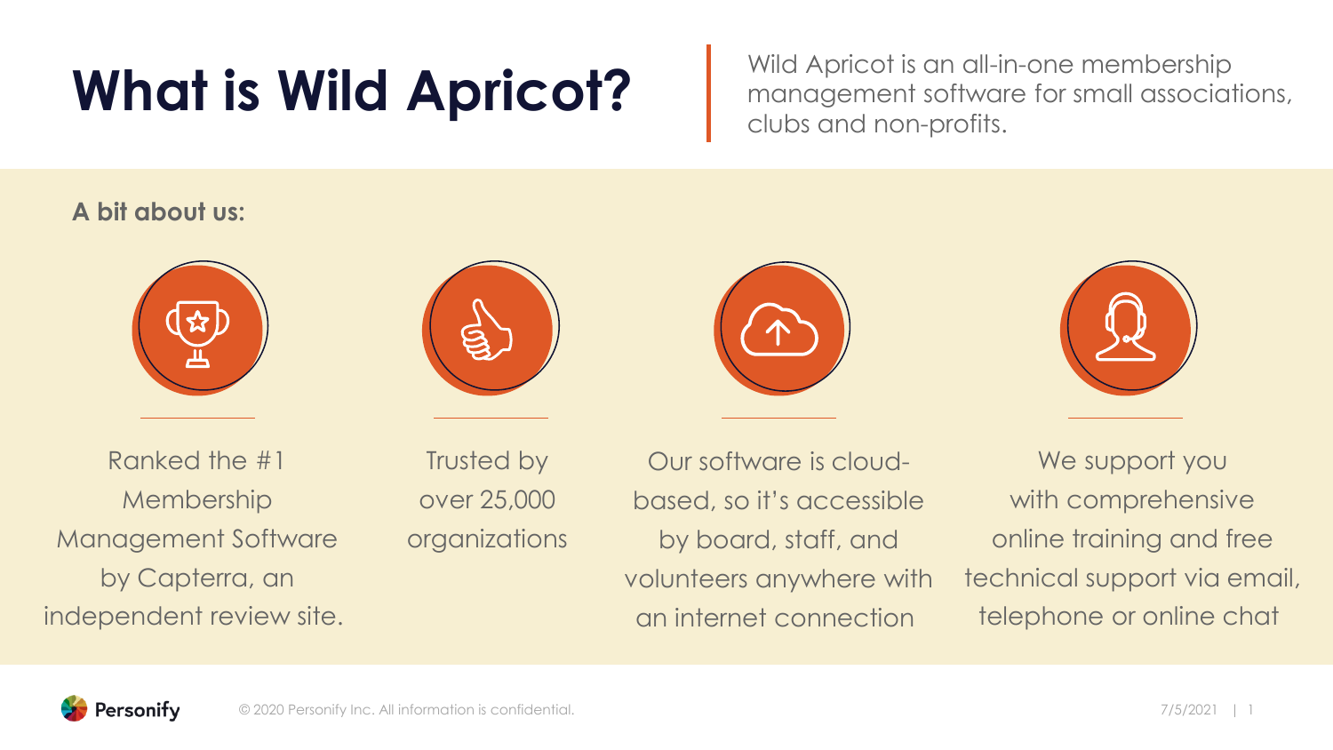# What is Wild Apricot?

Wild Apricot is an all-in-one membership management software for small associations, clubs and non-profits.

**A bit about us:**

- Ranked the #1 Membership Management Software by Capterra, an independent review site.
- Trusted by over 25,000 organizations
- Our software is cloud-based, so it's accessible by board, staff, and volunteers anywhere with an internet connection
- We support you with comprehensive online training and free technical support via email, telephone or online chat

© 2020 Personify Inc. All information is confidential.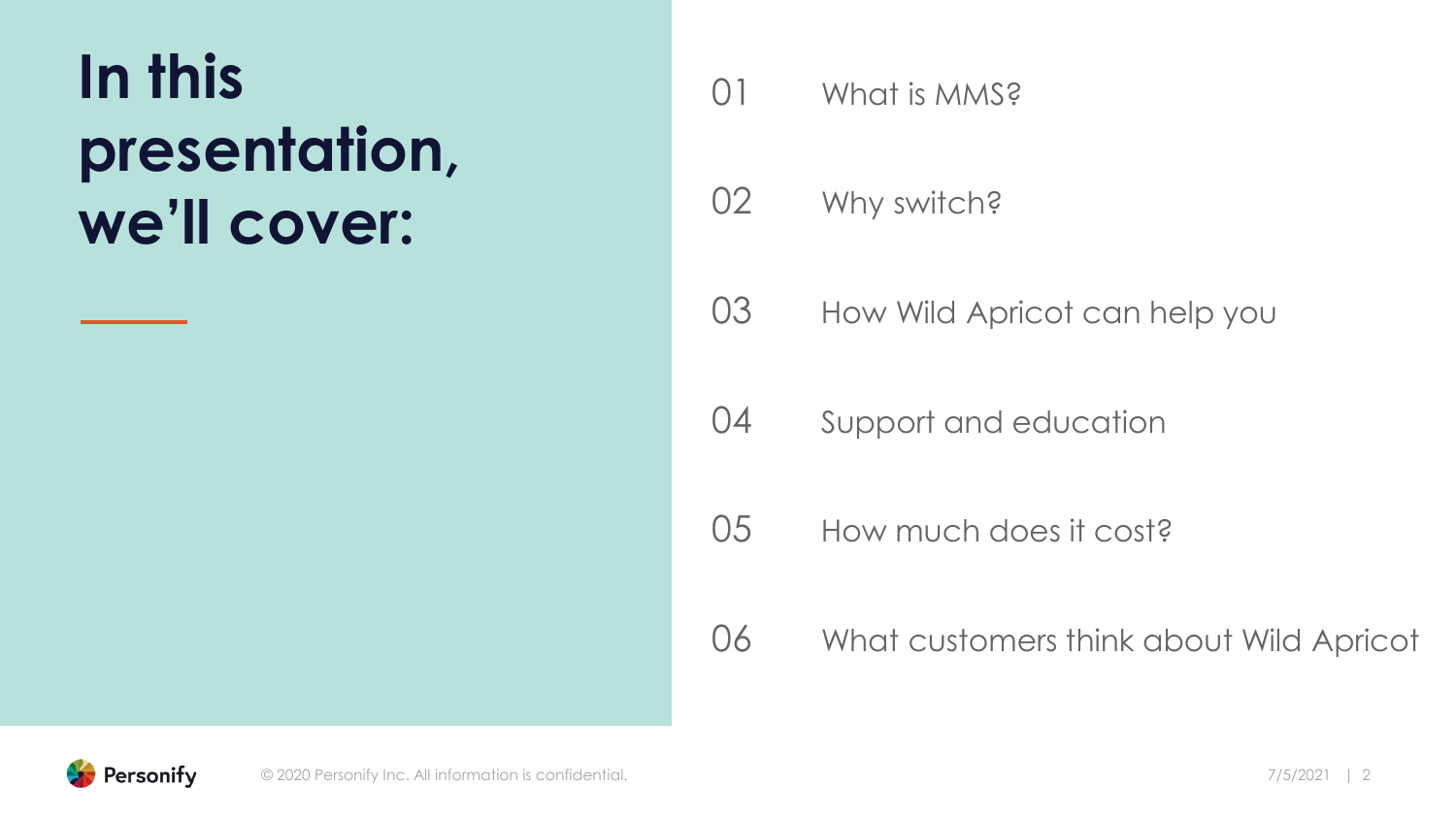# In this presentation, we'll cover:

01 What is MMS?

02 Why switch?

03 How Wild Apricot can help you

04 Support and education

05 How much does it cost?

06 What customers think about Wild Apricot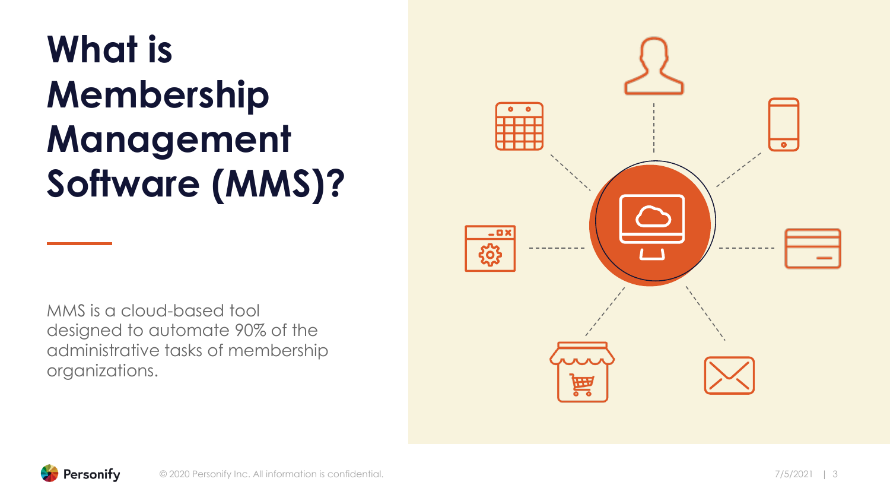# What is Membership Management Software (MMS)?

MMS is a cloud-based tool designed to automate 90% of the administrative tasks of membership organizations.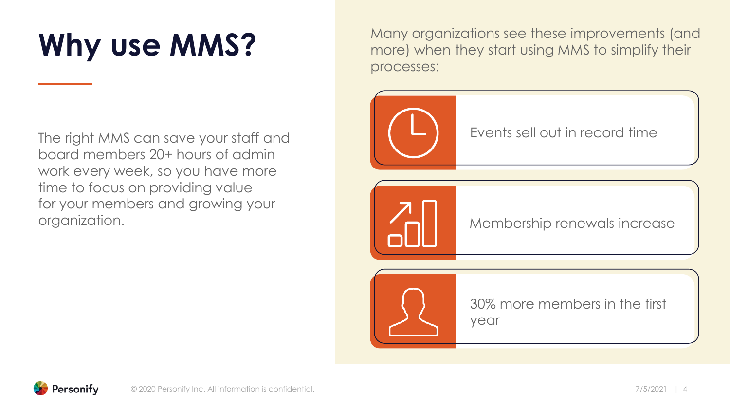# Why use MMS?

The right MMS can save your staff and board members 20+ hours of admin work every week, so you have more time to focus on providing value for your members and growing your organization.

Many organizations see these improvements (and more) when they start using MMS to simplify their processes:

- Events sell out in record time
- Membership renewals increase
- 30% more members in the first year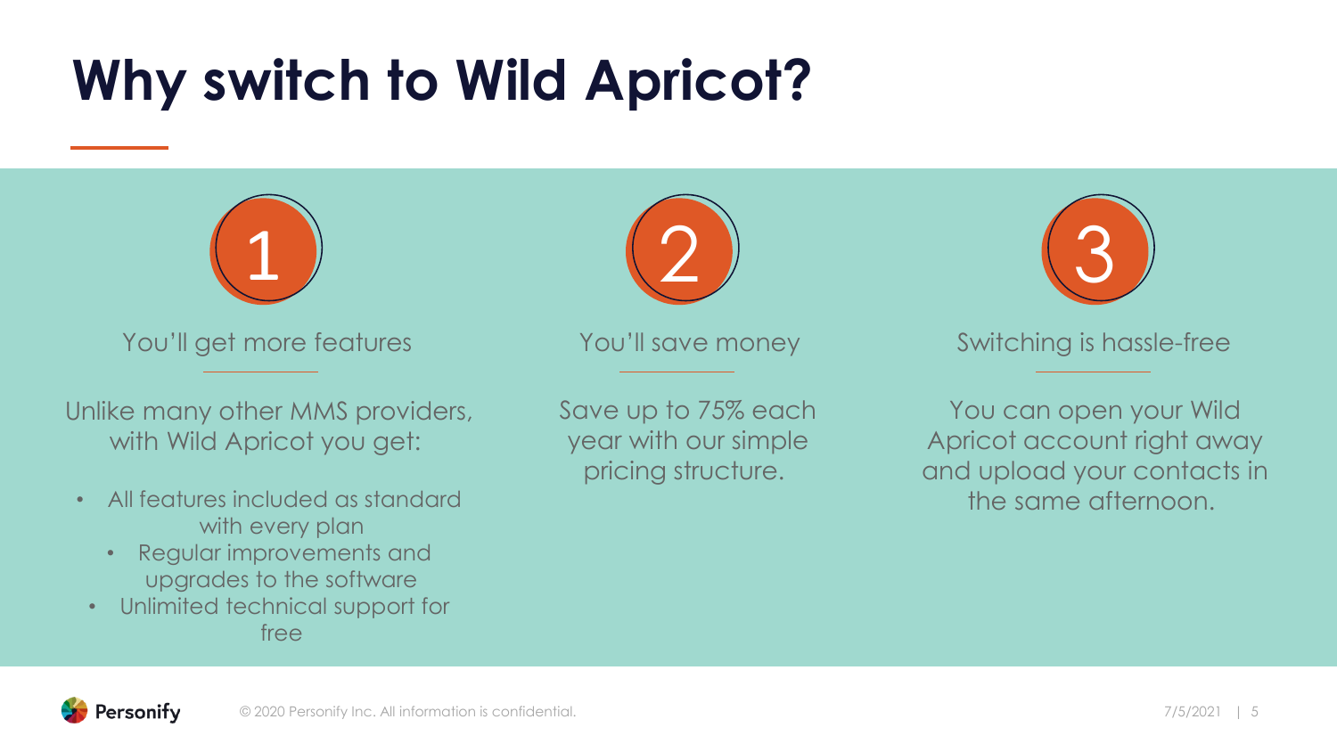# Why switch to Wild Apricot?

## 1

### You'll get more features

Unlike many other MMS providers, with Wild Apricot you get:

- All features included as standard with every plan
- Regular improvements and upgrades to the software
- Unlimited technical support for free

## 2

### You'll save money

Save up to 75% each year with our simple pricing structure.

## 3

### Switching is hassle-free

You can open your Wild Apricot account right away and upload your contacts in the same afternoon.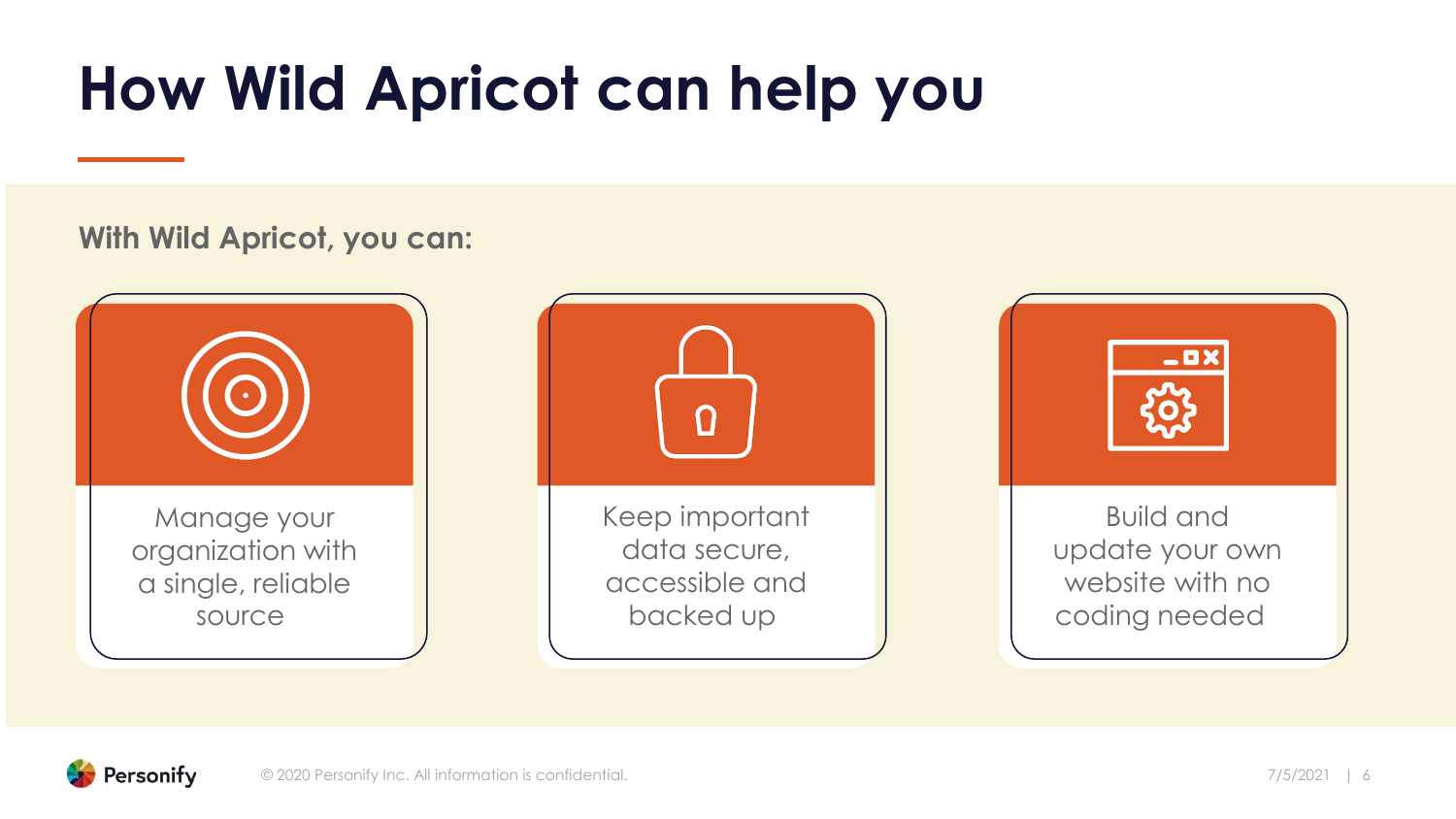# How Wild Apricot can help you

**With Wild Apricot, you can:**

- Manage your organization with a single, reliable source
- Keep important data secure, accessible and backed up
- Build and update your own website with no coding needed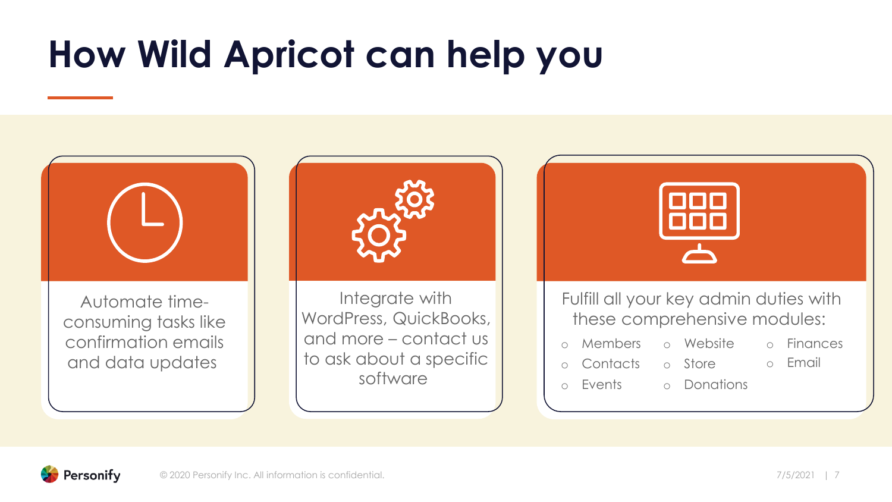# How Wild Apricot can help you

Automate time-consuming tasks like confirmation emails and data updates

Integrate with WordPress, QuickBooks, and more – contact us to ask about a specific software

Fulfill all your key admin duties with these comprehensive modules:

- Members
- Contacts
- Events
- Website
- Store
- Donations
- Finances
- Email

Personify

© 2020 Personify Inc. All information is confidential.

7/5/2021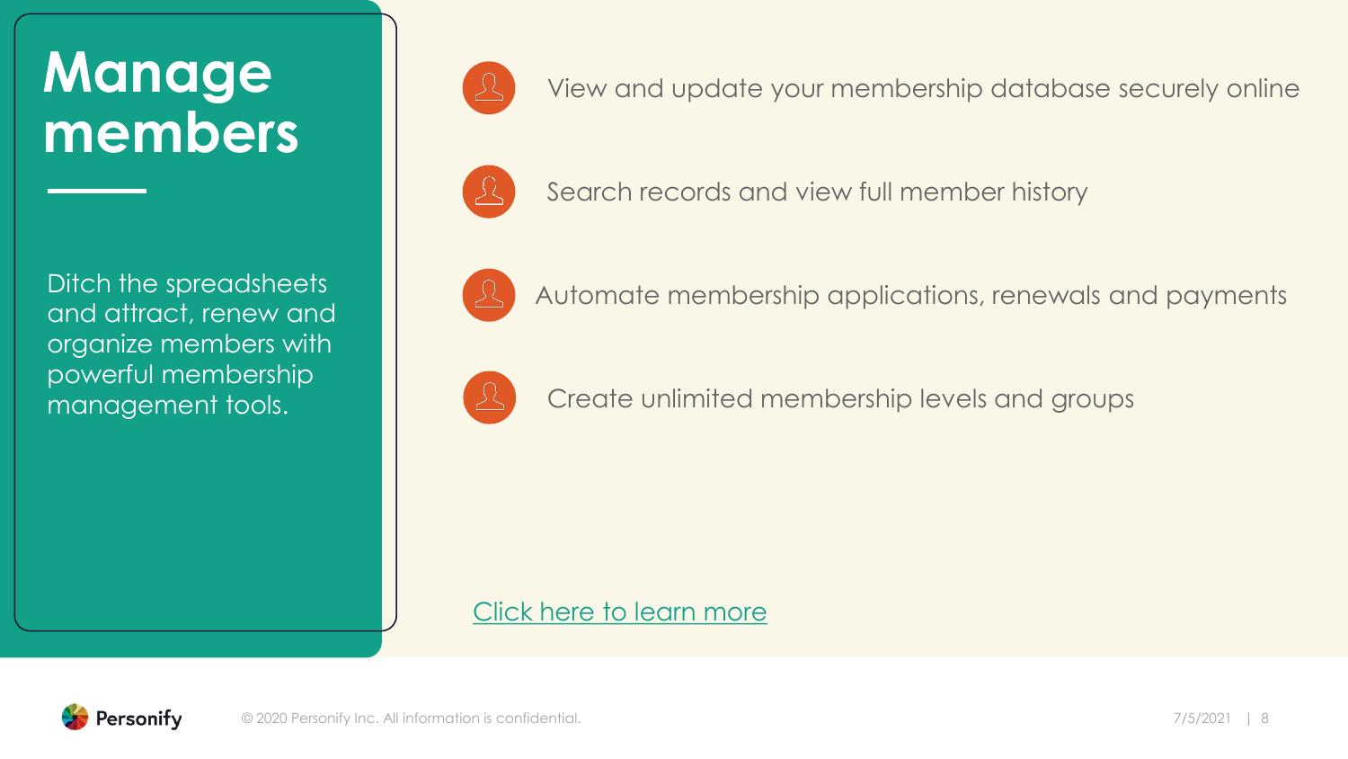# Manage members

Ditch the spreadsheets and attract, renew and organize members with powerful membership management tools.

- View and update your membership database securely online
- Search records and view full member history
- Automate membership applications, renewals and payments
- Create unlimited membership levels and groups

Click here to learn more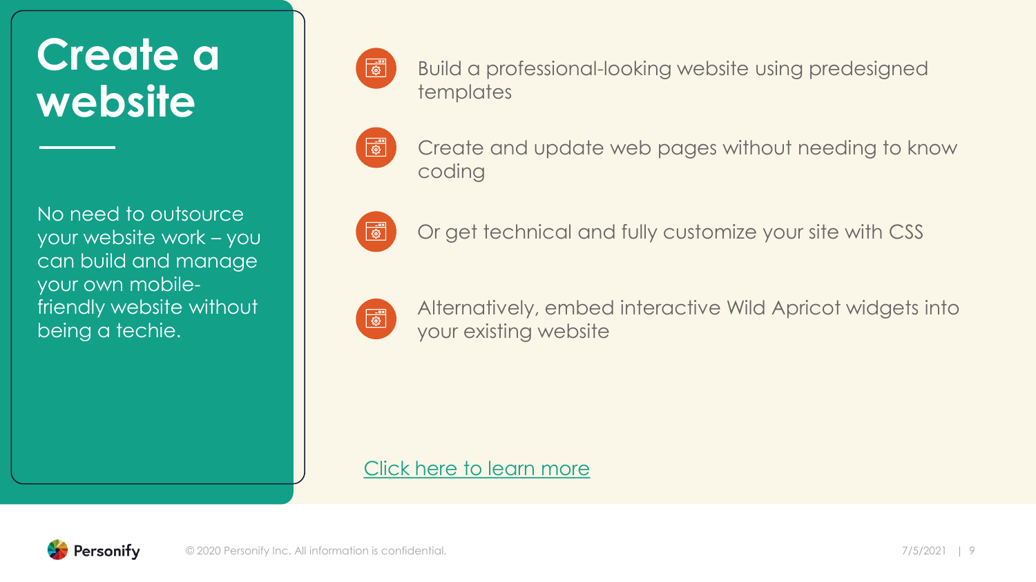# Create a website

No need to outsource your website work – you can build and manage your own mobile-friendly website without being a techie.

- Build a professional-looking website using predesigned templates
- Create and update web pages without needing to know coding
- Or get technical and fully customize your site with CSS
- Alternatively, embed interactive Wild Apricot widgets into your existing website

Click here to learn more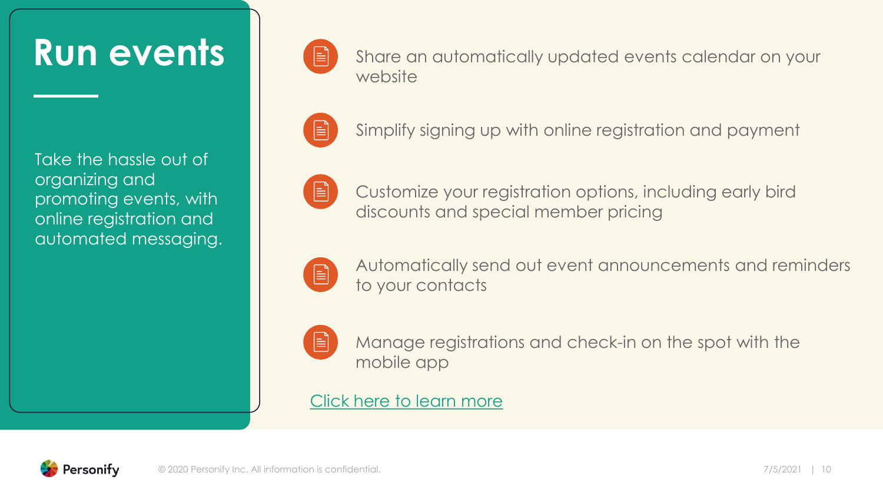# Run events

Take the hassle out of organizing and promoting events, with online registration and automated messaging.

- Share an automatically updated events calendar on your website
- Simplify signing up with online registration and payment
- Customize your registration options, including early bird discounts and special member pricing
- Automatically send out event announcements and reminders to your contacts
- Manage registrations and check-in on the spot with the mobile app

Click here to learn more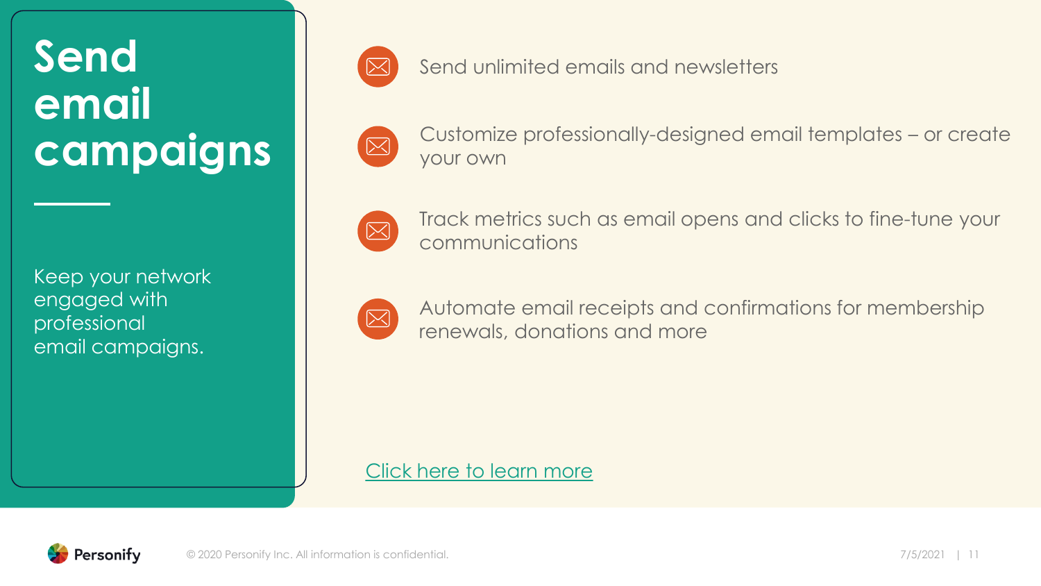# Send email campaigns

Keep your network engaged with professional email campaigns.

- Send unlimited emails and newsletters
- Customize professionally-designed email templates – or create your own
- Track metrics such as email opens and clicks to fine-tune your communications
- Automate email receipts and confirmations for membership renewals, donations and more

Click here to learn more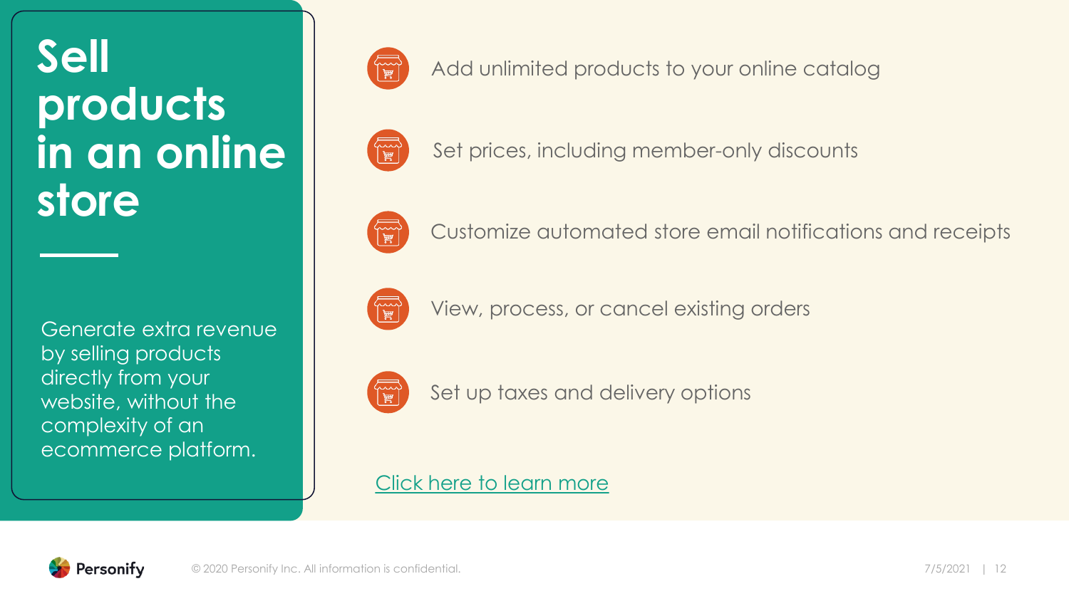# Sell products in an online store

Generate extra revenue by selling products directly from your website, without the complexity of an ecommerce platform.

- Add unlimited products to your online catalog
- Set prices, including member-only discounts
- Customize automated store email notifications and receipts
- View, process, or cancel existing orders
- Set up taxes and delivery options

Click here to learn more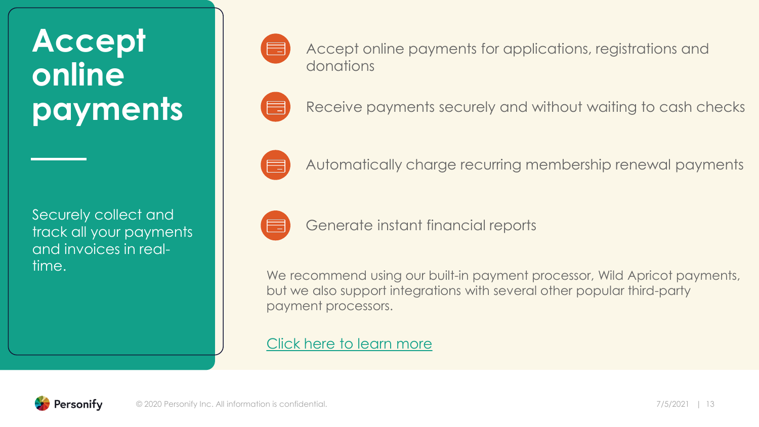# Accept online payments

Securely collect and track all your payments and invoices in real-time.

- Accept online payments for applications, registrations and donations
- Receive payments securely and without waiting to cash checks
- Automatically charge recurring membership renewal payments
- Generate instant financial reports

We recommend using our built-in payment processor, Wild Apricot payments, but we also support integrations with several other popular third-party payment processors.

Click here to learn more

© 2020 Personify Inc. All information is confidential.

7/5/2021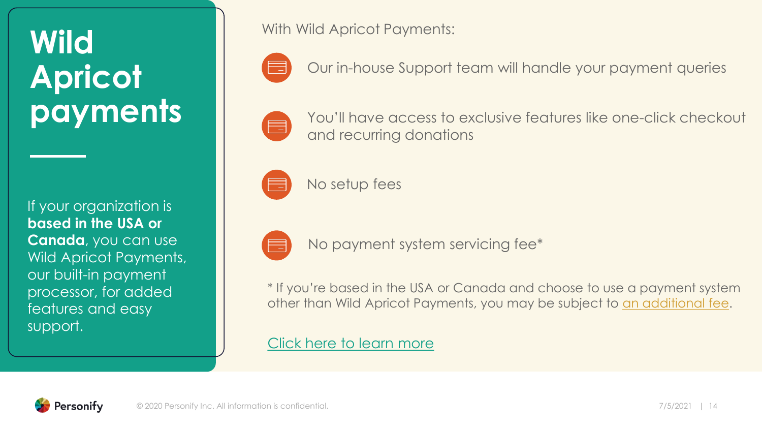# Wild Apricot payments

If your organization is **based in the USA or Canada**, you can use Wild Apricot Payments, our built-in payment processor, for added features and easy support.

With Wild Apricot Payments:

- Our in-house Support team will handle your payment queries
- You'll have access to exclusive features like one-click checkout and recurring donations
- No setup fees
- No payment system servicing fee*

* If you're based in the USA or Canada and choose to use a payment system other than Wild Apricot Payments, you may be subject to an additional fee.

Click here to learn more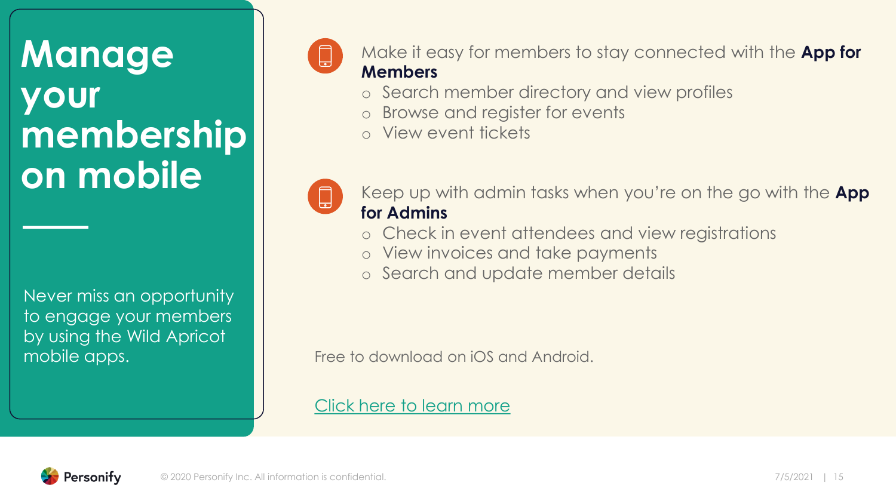# Manage your membership on mobile

Never miss an opportunity to engage your members by using the Wild Apricot mobile apps.

Make it easy for members to stay connected with the **App for Members**

- Search member directory and view profiles
- Browse and register for events
- View event tickets

Keep up with admin tasks when you're on the go with the **App for Admins**

- Check in event attendees and view registrations
- View invoices and take payments
- Search and update member details

Free to download on iOS and Android.

Click here to learn more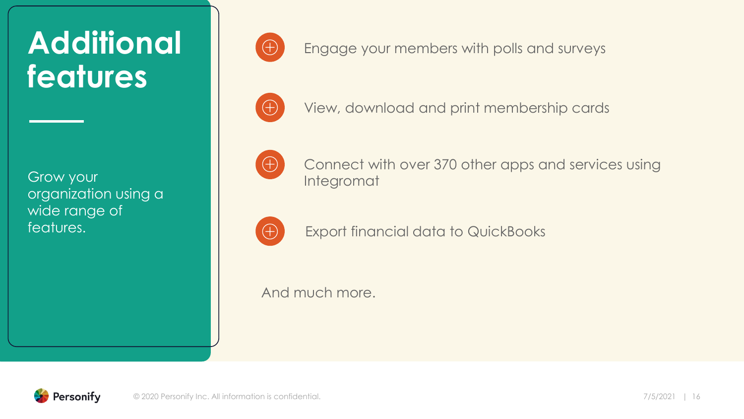# Additional features

Grow your organization using a wide range of features.

- Engage your members with polls and surveys
- View, download and print membership cards
- Connect with over 370 other apps and services using Integromat
- Export financial data to QuickBooks

And much more.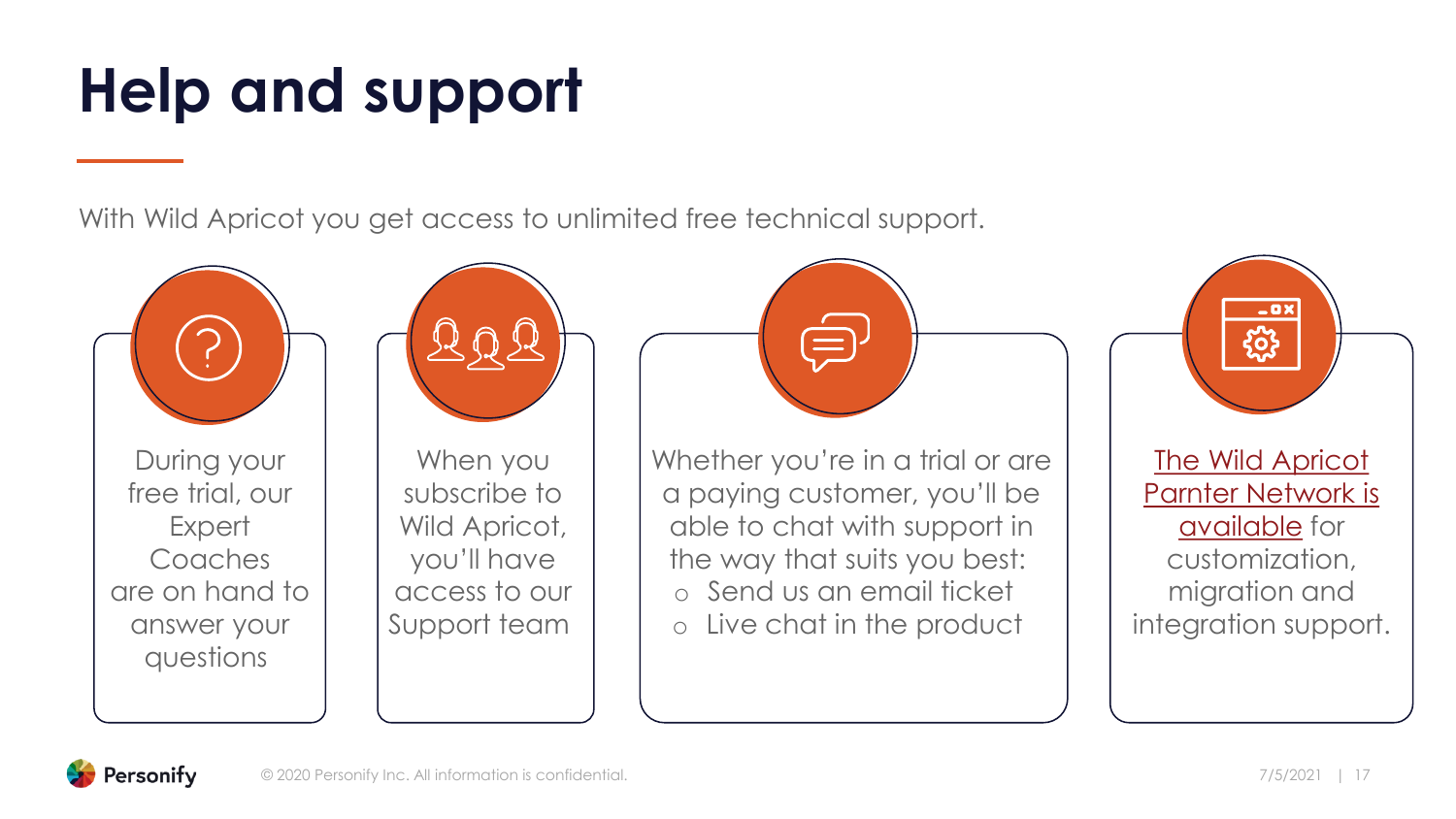# Help and support

With Wild Apricot you get access to unlimited free technical support.

During your free trial, our Expert Coaches are on hand to answer your questions

When you subscribe to Wild Apricot, you'll have access to our Support team

Whether you're in a trial or are a paying customer, you'll be able to chat with support in the way that suits you best:

- Send us an email ticket
- Live chat in the product

The Wild Apricot Parnter Network is available for customization, migration and integration support.

© 2020 Personify Inc. All information is confidential.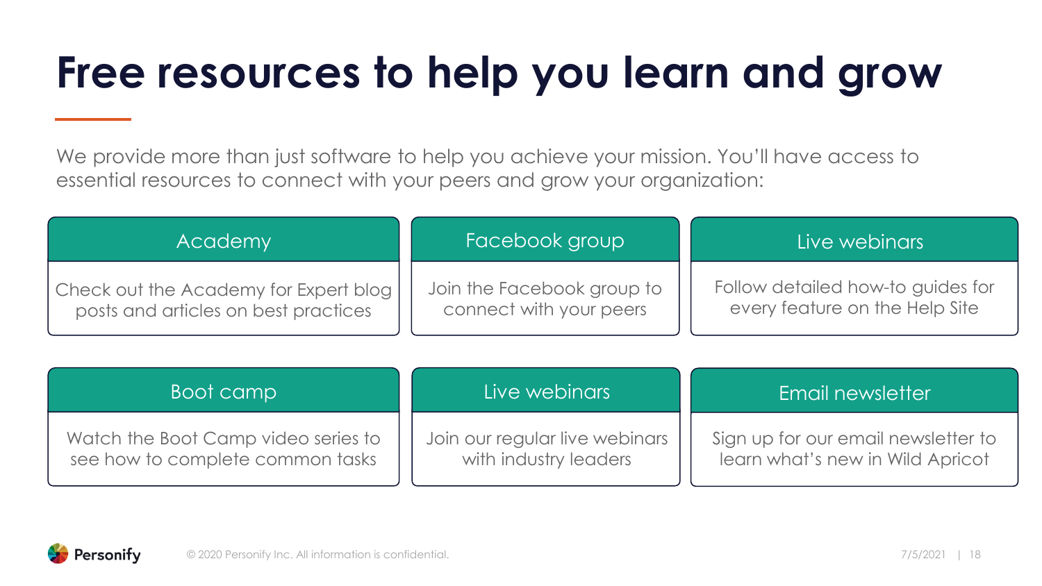# Free resources to help you learn and grow

We provide more than just software to help you achieve your mission. You'll have access to essential resources to connect with your peers and grow your organization:

### Academy

Check out the Academy for Expert blog posts and articles on best practices

### Facebook group

Join the Facebook group to connect with your peers

### Live webinars

Follow detailed how-to guides for every feature on the Help Site

### Boot camp

Watch the Boot Camp video series to see how to complete common tasks

### Live webinars

Join our regular live webinars with industry leaders

### Email newsletter

Sign up for our email newsletter to learn what's new in Wild Apricot

© 2020 Personify Inc. All information is confidential.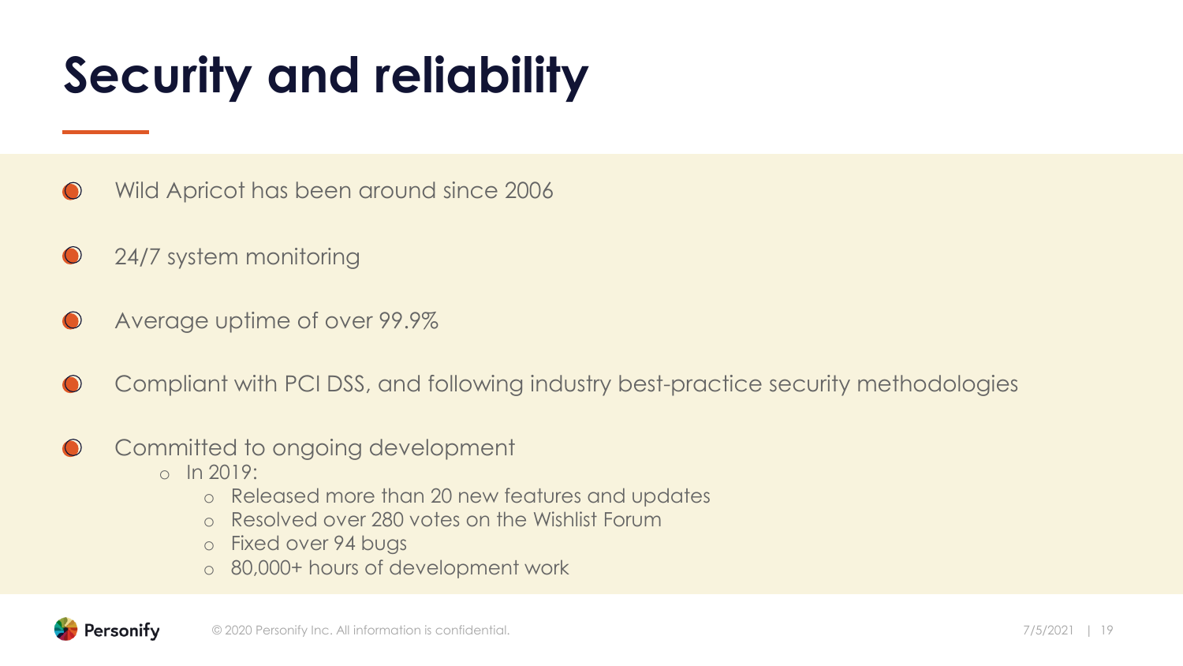# Security and reliability

- Wild Apricot has been around since 2006
- 24/7 system monitoring
- Average uptime of over 99.9%
- Compliant with PCI DSS, and following industry best-practice security methodologies
- Committed to ongoing development
  - In 2019:
    - Released more than 20 new features and updates
    - Resolved over 280 votes on the Wishlist Forum
    - Fixed over 94 bugs
    - 80,000+ hours of development work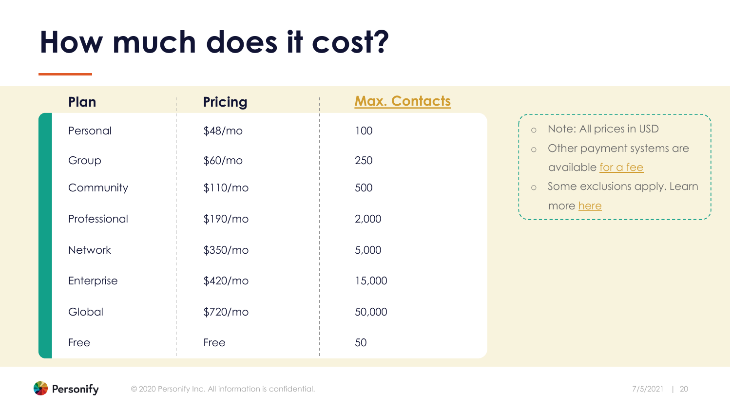# How much does it cost?

| Plan | Pricing | Max. Contacts |
| --- | --- | --- |
| Personal | $48/mo | 100 |
| Group | $60/mo | 250 |
| Community | $110/mo | 500 |
| Professional | $190/mo | 2,000 |
| Network | $350/mo | 5,000 |
| Enterprise | $420/mo | 15,000 |
| Global | $720/mo | 50,000 |
| Free | Free | 50 |

- Note: All prices in USD
- Other payment systems are available for a fee
- Some exclusions apply. Learn more here

© 2020 Personify Inc. All information is confidential.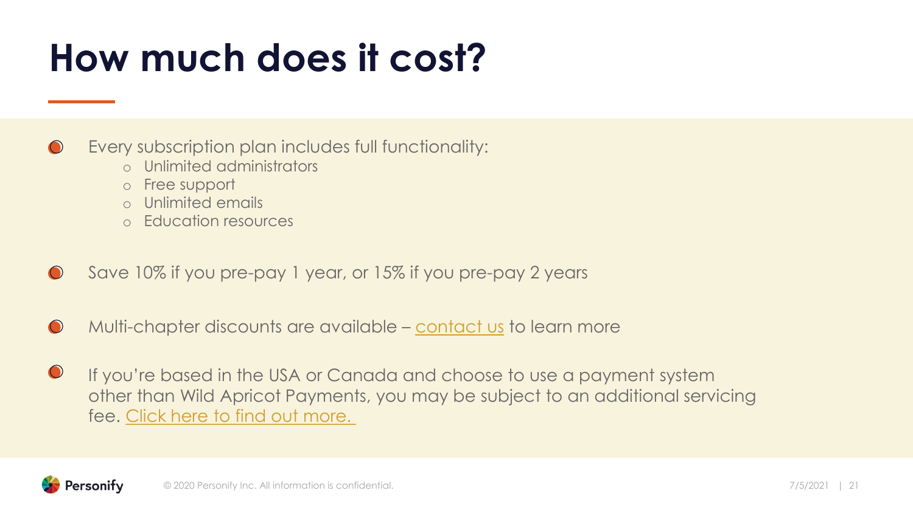# How much does it cost?

- Every subscription plan includes full functionality:
  - Unlimited administrators
  - Free support
  - Unlimited emails
  - Education resources
- Save 10% if you pre-pay 1 year, or 15% if you pre-pay 2 years
- Multi-chapter discounts are available – contact us to learn more
- If you're based in the USA or Canada and choose to use a payment system other than Wild Apricot Payments, you may be subject to an additional servicing fee. Click here to find out more.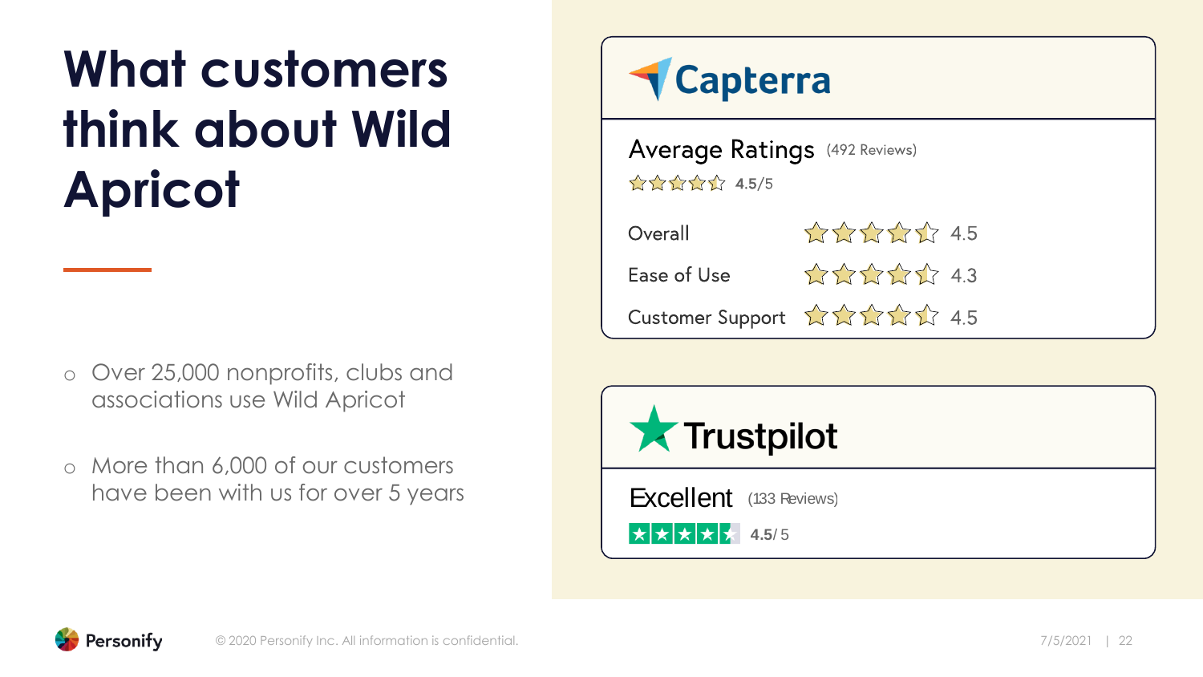# What customers think about Wild Apricot

- Over 25,000 nonprofits, clubs and associations use Wild Apricot
- More than 6,000 of our customers have been with us for over 5 years

## Capterra

**Average Ratings** (492 Reviews)

4.5/5

| | |
|---|---|
| Overall | 4.5 |
| Ease of Use | 4.3 |
| Customer Support | 4.5 |

## Trustpilot

**Excellent** (133 Reviews)

4.5/ 5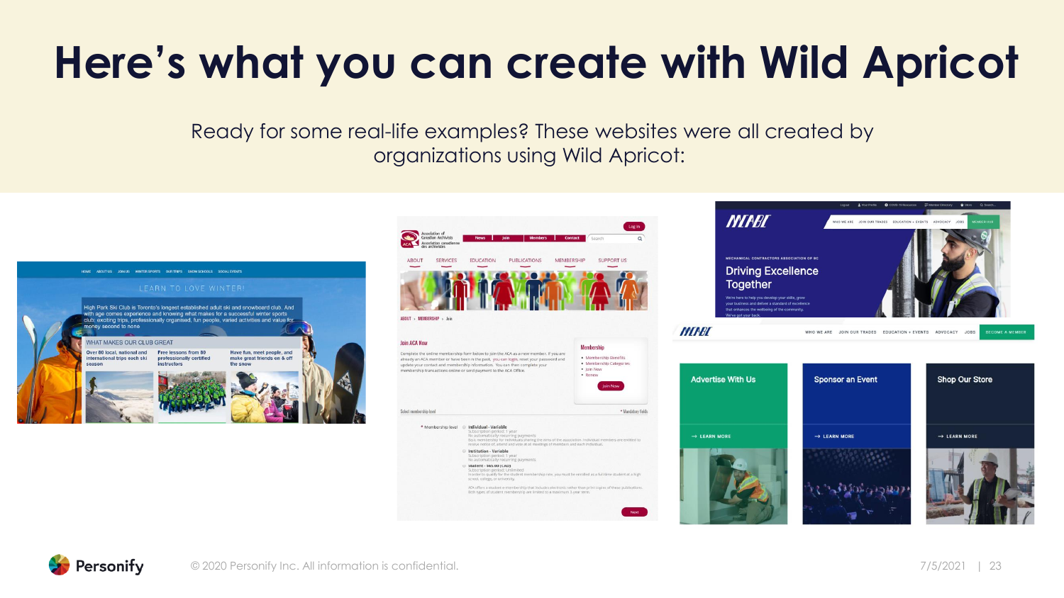# Here's what you can create with Wild Apricot

Ready for some real-life examples? These websites were all created by organizations using Wild Apricot: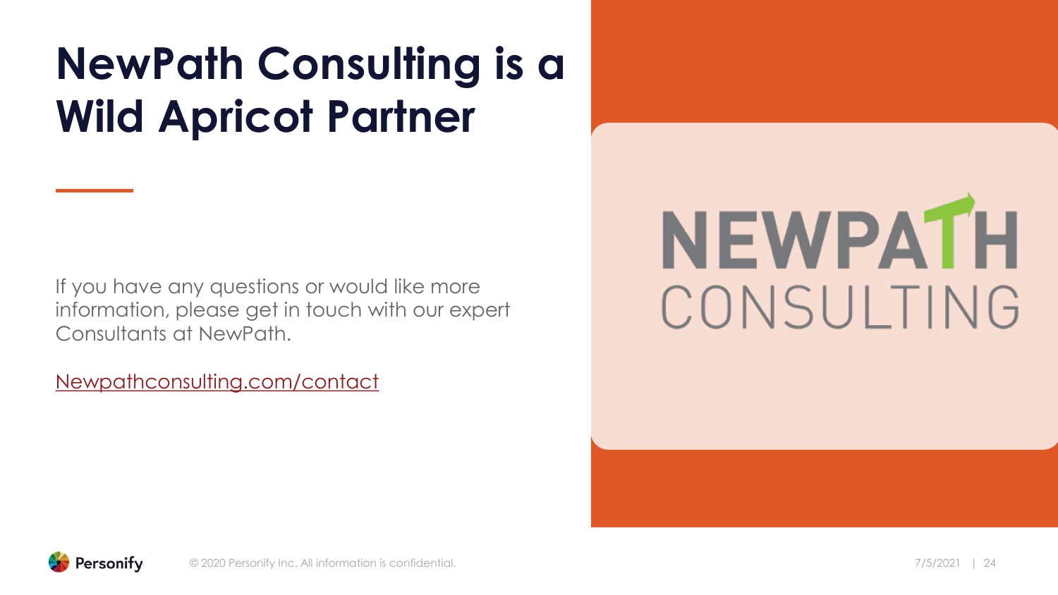# NewPath Consulting is a Wild Apricot Partner

If you have any questions or would like more information, please get in touch with our expert Consultants at NewPath.

Newpathconsulting.com/contact

NEWPATH
CONSULTING

© 2020 Personify Inc. All information is confidential.